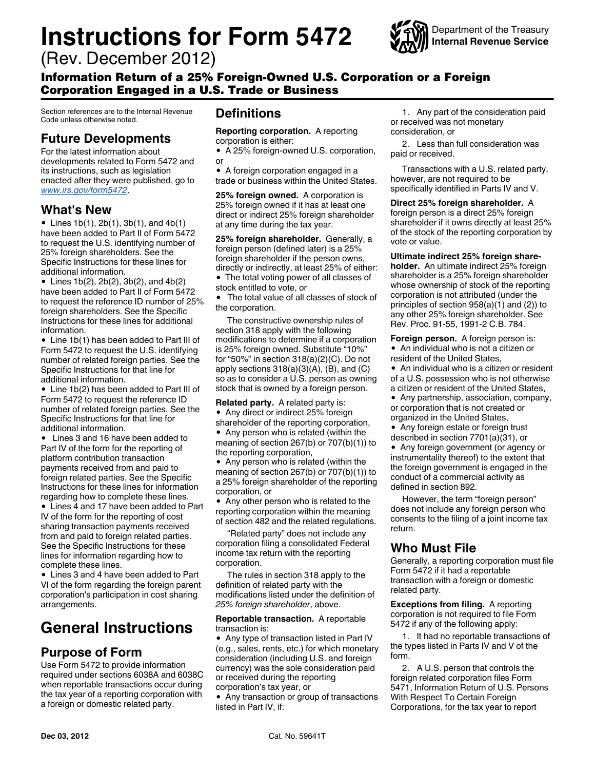# Instructions for Form 5472

(Rev. December 2012)

## Information Return of a 25% Foreign-Owned U.S. Corporation or a Foreign Corporation Engaged in a U.S. Trade or Business

Department of the Treasury
**Internal Revenue Service**

Section references are to the Internal Revenue Code unless otherwise noted.

## Future Developments

For the latest information about developments related to Form 5472 and its instructions, such as legislation enacted after they were published, go to *www.irs.gov/form5472*.

## What's New

- Lines 1b(1), 2b(1), 3b(1), and 4b(1) have been added to Part II of Form 5472 to request the U.S. identifying number of 25% foreign shareholders. See the Specific Instructions for these lines for additional information.
- Lines 1b(2), 2b(2), 3b(2), and 4b(2) have been added to Part II of Form 5472 to request the reference ID number of 25% foreign shareholders. See the Specific Instructions for these lines for additional information.
- Line 1b(1) has been added to Part III of Form 5472 to request the U.S. identifying number of related foreign parties. See the Specific Instructions for that line for additional information.
- Line 1b(2) has been added to Part III of Form 5472 to request the reference ID number of related foreign parties. See the Specific Instructions for that line for additional information.
- Lines 3 and 16 have been added to Part IV of the form for the reporting of platform contribution transaction payments received from and paid to foreign related parties. See the Specific Instructions for these lines for information regarding how to complete these lines.
- Lines 4 and 17 have been added to Part IV of the form for the reporting of cost sharing transaction payments received from and paid to foreign related parties. See the Specific Instructions for these lines for information regarding how to complete these lines.
- Lines 3 and 4 have been added to Part VI of the form regarding the foreign parent corporation's participation in cost sharing arrangements.

# General Instructions

## Purpose of Form

Use Form 5472 to provide information required under sections 6038A and 6038C when reportable transactions occur during the tax year of a reporting corporation with a foreign or domestic related party.

## Definitions

**Reporting corporation.** A reporting corporation is either:

- A 25% foreign-owned U.S. corporation, or
- A foreign corporation engaged in a trade or business within the United States.

**25% foreign owned.** A corporation is 25% foreign owned if it has at least one direct or indirect 25% foreign shareholder at any time during the tax year.

**25% foreign shareholder.** Generally, a foreign person (defined later) is a 25% foreign shareholder if the person owns, directly or indirectly, at least 25% of either:

- The total voting power of all classes of stock entitled to vote, or
- The total value of all classes of stock of the corporation.

The constructive ownership rules of section 318 apply with the following modifications to determine if a corporation is 25% foreign owned. Substitute "10%" for "50%" in section 318(a)(2)(C). Do not apply sections 318(a)(3)(A), (B), and (C) so as to consider a U.S. person as owning stock that is owned by a foreign person.

**Related party.** A related party is:

- Any direct or indirect 25% foreign shareholder of the reporting corporation,
- Any person who is related (within the meaning of section 267(b) or 707(b)(1)) to the reporting corporation,
- Any person who is related (within the meaning of section 267(b) or 707(b)(1)) to a 25% foreign shareholder of the reporting corporation, or
- Any other person who is related to the reporting corporation within the meaning of section 482 and the related regulations.

"Related party" does not include any corporation filing a consolidated Federal income tax return with the reporting corporation.

The rules in section 318 apply to the definition of related party with the modifications listed under the definition of *25% foreign shareholder*, above.

**Reportable transaction.** A reportable transaction is:

- Any type of transaction listed in Part IV (e.g., sales, rents, etc.) for which monetary consideration (including U.S. and foreign currency) was the sole consideration paid or received during the reporting corporation's tax year, or
- Any transaction or group of transactions listed in Part IV, if:

1. Any part of the consideration paid or received was not monetary consideration, or
2. Less than full consideration was paid or received.

Transactions with a U.S. related party, however, are not required to be specifically identified in Parts IV and V.

**Direct 25% foreign shareholder.** A foreign person is a direct 25% foreign shareholder if it owns directly at least 25% of the stock of the reporting corporation by vote or value.

**Ultimate indirect 25% foreign shareholder.** An ultimate indirect 25% foreign shareholder is a 25% foreign shareholder whose ownership of stock of the reporting corporation is not attributed (under the principles of section 958(a)(1) and (2)) to any other 25% foreign shareholder. See Rev. Proc. 91-55, 1991-2 C.B. 784.

**Foreign person.** A foreign person is:

- An individual who is not a citizen or resident of the United States,
- An individual who is a citizen or resident of a U.S. possession who is not otherwise a citizen or resident of the United States,
- Any partnership, association, company, or corporation that is not created or organized in the United States,
- Any foreign estate or foreign trust described in section 7701(a)(31), or
- Any foreign government (or agency or instrumentality thereof) to the extent that the foreign government is engaged in the conduct of a commercial activity as defined in section 892.

However, the term "foreign person" does not include any foreign person who consents to the filing of a joint income tax return.

## Who Must File

Generally, a reporting corporation must file Form 5472 if it had a reportable transaction with a foreign or domestic related party.

**Exceptions from filing.** A reporting corporation is not required to file Form 5472 if any of the following apply:

1. It had no reportable transactions of the types listed in Parts IV and V of the form.
2. A U.S. person that controls the foreign related corporation files Form 5471, Information Return of U.S. Persons With Respect To Certain Foreign Corporations, for the tax year to report

Dec 03, 2012 Cat. No. 59641T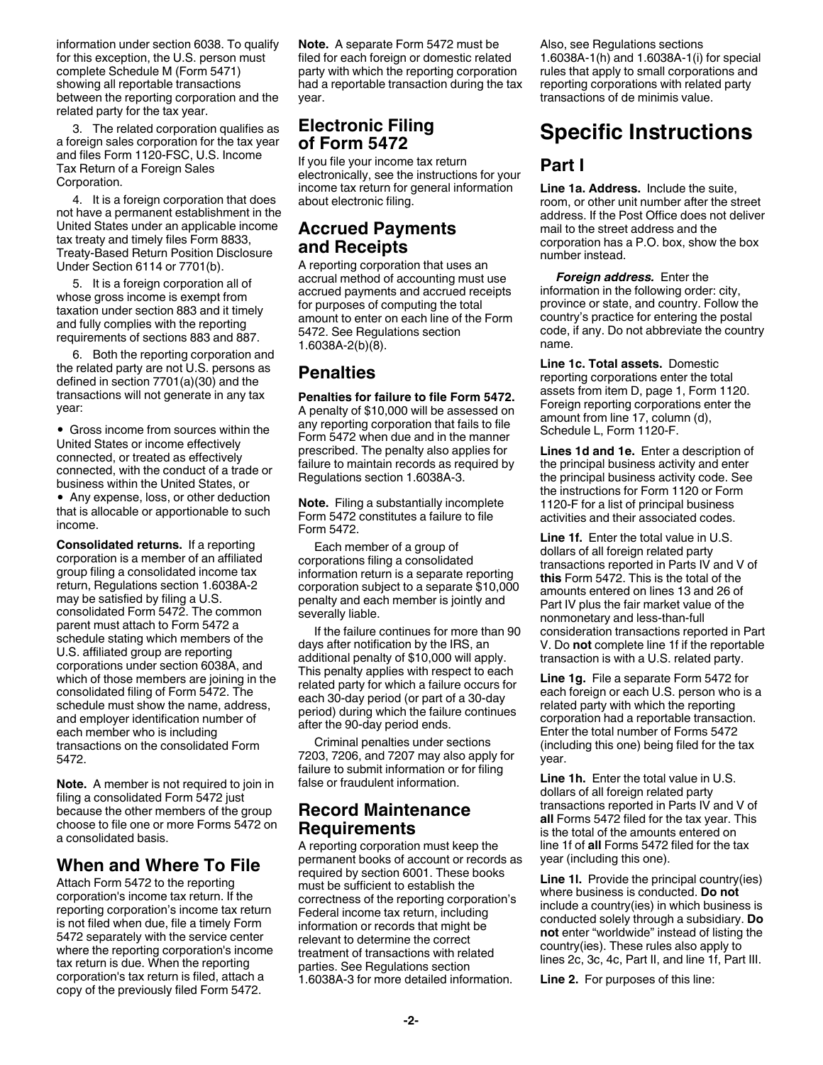information under section 6038. To qualify for this exception, the U.S. person must complete Schedule M (Form 5471) showing all reportable transactions between the reporting corporation and the related party for the tax year.

3. The related corporation qualifies as a foreign sales corporation for the tax year and files Form 1120-FSC, U.S. Income Tax Return of a Foreign Sales Corporation.

4. It is a foreign corporation that does not have a permanent establishment in the United States under an applicable income tax treaty and timely files Form 8833, Treaty-Based Return Position Disclosure Under Section 6114 or 7701(b).

5. It is a foreign corporation all of whose gross income is exempt from taxation under section 883 and it timely and fully complies with the reporting requirements of sections 883 and 887.

6. Both the reporting corporation and the related party are not U.S. persons as defined in section 7701(a)(30) and the transactions will not generate in any tax year:

- Gross income from sources within the United States or income effectively connected, or treated as effectively connected, with the conduct of a trade or business within the United States, or
- Any expense, loss, or other deduction that is allocable or apportionable to such income.

**Consolidated returns.** If a reporting corporation is a member of an affiliated group filing a consolidated income tax return, Regulations section 1.6038A-2 may be satisfied by filing a U.S. consolidated Form 5472. The common parent must attach to Form 5472 a schedule stating which members of the U.S. affiliated group are reporting corporations under section 6038A, and which of those members are joining in the consolidated filing of Form 5472. The schedule must show the name, address, and employer identification number of each member who is including transactions on the consolidated Form 5472.

**Note.** A member is not required to join in filing a consolidated Form 5472 just because the other members of the group choose to file one or more Forms 5472 on a consolidated basis.

## When and Where To File

Attach Form 5472 to the reporting corporation's income tax return. If the reporting corporation's income tax return is not filed when due, file a timely Form 5472 separately with the service center where the reporting corporation's income tax return is due. When the reporting corporation's tax return is filed, attach a copy of the previously filed Form 5472.

**Note.** A separate Form 5472 must be filed for each foreign or domestic related party with which the reporting corporation had a reportable transaction during the tax year.

## Electronic Filing of Form 5472

If you file your income tax return electronically, see the instructions for your income tax return for general information about electronic filing.

## Accrued Payments and Receipts

A reporting corporation that uses an accrual method of accounting must use accrued payments and accrued receipts for purposes of computing the total amount to enter on each line of the Form 5472. See Regulations section 1.6038A-2(b)(8).

## Penalties

**Penalties for failure to file Form 5472.** A penalty of $10,000 will be assessed on any reporting corporation that fails to file Form 5472 when due and in the manner prescribed. The penalty also applies for failure to maintain records as required by Regulations section 1.6038A-3.

**Note.** Filing a substantially incomplete Form 5472 constitutes a failure to file Form 5472.

Each member of a group of corporations filing a consolidated information return is a separate reporting corporation subject to a separate $10,000 penalty and each member is jointly and severally liable.

If the failure continues for more than 90 days after notification by the IRS, an additional penalty of $10,000 will apply. This penalty applies with respect to each related party for which a failure occurs for each 30-day period (or part of a 30-day period) during which the failure continues after the 90-day period ends.

Criminal penalties under sections 7203, 7206, and 7207 may also apply for failure to submit information or for filing false or fraudulent information.

## Record Maintenance Requirements

A reporting corporation must keep the permanent books of account or records as required by section 6001. These books must be sufficient to establish the correctness of the reporting corporation's Federal income tax return, including information or records that might be relevant to determine the correct treatment of transactions with related parties. See Regulations section 1.6038A-3 for more detailed information.

Also, see Regulations sections 1.6038A-1(h) and 1.6038A-1(i) for special rules that apply to small corporations and reporting corporations with related party transactions of de minimis value.

# Specific Instructions

## Part I

**Line 1a. Address.** Include the suite, room, or other unit number after the street address. If the Post Office does not deliver mail to the street address and the corporation has a P.O. box, show the box number instead.

***Foreign address.*** Enter the information in the following order: city, province or state, and country. Follow the country's practice for entering the postal code, if any. Do not abbreviate the country name.

**Line 1c. Total assets.** Domestic reporting corporations enter the total assets from item D, page 1, Form 1120. Foreign reporting corporations enter the amount from line 17, column (d), Schedule L, Form 1120-F.

**Lines 1d and 1e.** Enter a description of the principal business activity and enter the principal business activity code. See the instructions for Form 1120 or Form 1120-F for a list of principal business activities and their associated codes.

**Line 1f.** Enter the total value in U.S. dollars of all foreign related party transactions reported in Parts IV and V of **this** Form 5472. This is the total of the amounts entered on lines 13 and 26 of Part IV plus the fair market value of the nonmonetary and less-than-full consideration transactions reported in Part V. Do **not** complete line 1f if the reportable transaction is with a U.S. related party.

**Line 1g.** File a separate Form 5472 for each foreign or each U.S. person who is a related party with which the reporting corporation had a reportable transaction. Enter the total number of Forms 5472 (including this one) being filed for the tax year.

**Line 1h.** Enter the total value in U.S. dollars of all foreign related party transactions reported in Parts IV and V of **all** Forms 5472 filed for the tax year. This is the total of the amounts entered on line 1f of **all** Forms 5472 filed for the tax year (including this one).

**Line 1l.** Provide the principal country(ies) where business is conducted. **Do not** include a country(ies) in which business is conducted solely through a subsidiary. **Do not** enter "worldwide" instead of listing the country(ies). These rules also apply to lines 2c, 3c, 4c, Part II, and line 1f, Part III.

**Line 2.** For purposes of this line: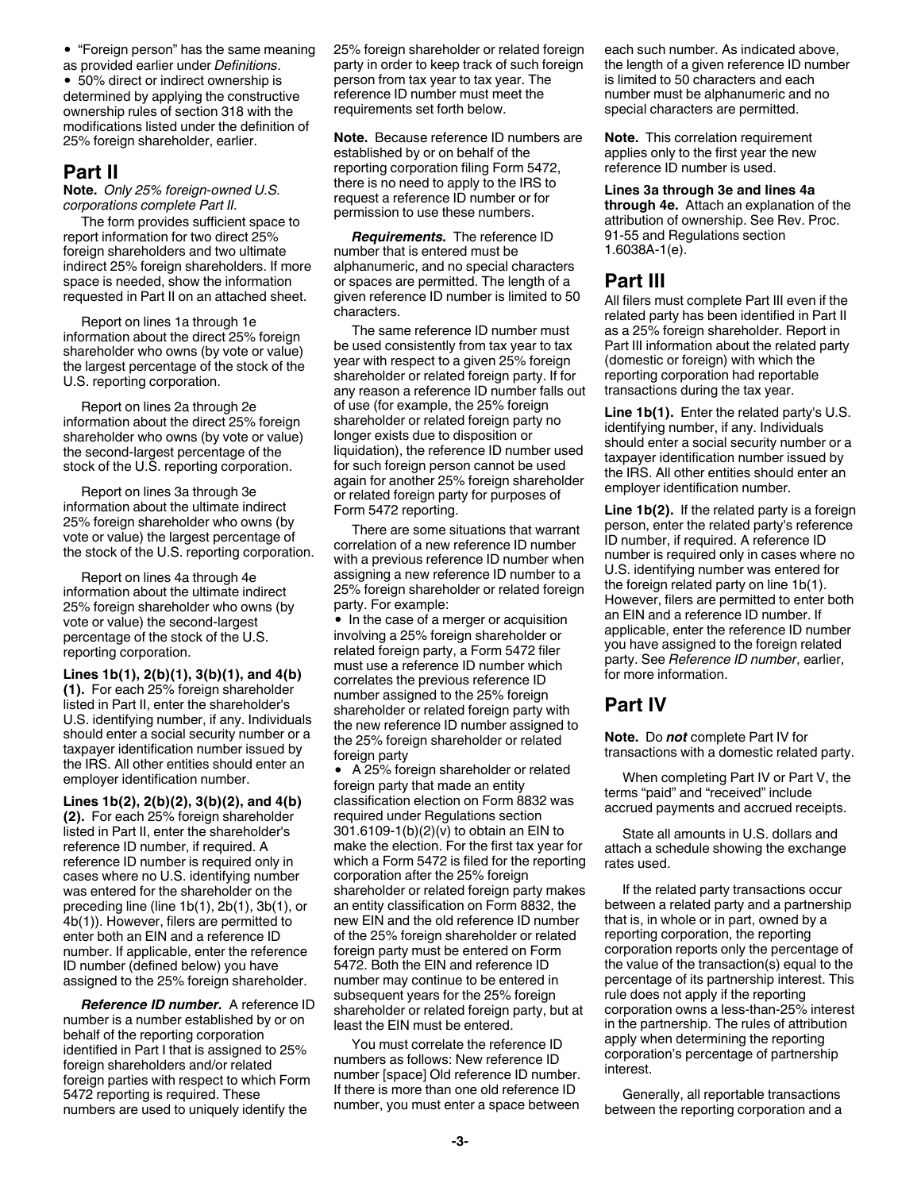• "Foreign person" has the same meaning as provided earlier under *Definitions*.

• 50% direct or indirect ownership is determined by applying the constructive ownership rules of section 318 with the modifications listed under the definition of 25% foreign shareholder, earlier.

## Part II

**Note.** *Only 25% foreign-owned U.S. corporations complete Part II.*

The form provides sufficient space to report information for two direct 25% foreign shareholders and two ultimate indirect 25% foreign shareholders. If more space is needed, show the information requested in Part II on an attached sheet.

Report on lines 1a through 1e information about the direct 25% foreign shareholder who owns (by vote or value) the largest percentage of the stock of the U.S. reporting corporation.

Report on lines 2a through 2e information about the direct 25% foreign shareholder who owns (by vote or value) the second-largest percentage of the stock of the U.S. reporting corporation.

Report on lines 3a through 3e information about the ultimate indirect 25% foreign shareholder who owns (by vote or value) the largest percentage of the stock of the U.S. reporting corporation.

Report on lines 4a through 4e information about the ultimate indirect 25% foreign shareholder who owns (by vote or value) the second-largest percentage of the stock of the U.S. reporting corporation.

**Lines 1b(1), 2(b)(1), 3(b)(1), and 4(b)(1).** For each 25% foreign shareholder listed in Part II, enter the shareholder's U.S. identifying number, if any. Individuals should enter a social security number or a taxpayer identification number issued by the IRS. All other entities should enter an employer identification number.

**Lines 1b(2), 2(b)(2), 3(b)(2), and 4(b)(2).** For each 25% foreign shareholder listed in Part II, enter the shareholder's reference ID number, if required. A reference ID number is required only in cases where no U.S. identifying number was entered for the shareholder on the preceding line (line 1b(1), 2b(1), 3b(1), or 4b(1)). However, filers are permitted to enter both an EIN and a reference ID number. If applicable, enter the reference ID number (defined below) you have assigned to the 25% foreign shareholder.

***Reference ID number.*** A reference ID number is a number established by or on behalf of the reporting corporation identified in Part I that is assigned to 25% foreign shareholders and/or related foreign parties with respect to which Form 5472 reporting is required. These numbers are used to uniquely identify the 25% foreign shareholder or related foreign party in order to keep track of such foreign person from tax year to tax year. The reference ID number must meet the requirements set forth below.

**Note.** Because reference ID numbers are established by or on behalf of the reporting corporation filing Form 5472, there is no need to apply to the IRS to request a reference ID number or for permission to use these numbers.

***Requirements.*** The reference ID number that is entered must be alphanumeric, and no special characters or spaces are permitted. The length of a given reference ID number is limited to 50 characters.

The same reference ID number must be used consistently from tax year to tax year with respect to a given 25% foreign shareholder or related foreign party. If for any reason a reference ID number falls out of use (for example, the 25% foreign shareholder or related foreign party no longer exists due to disposition or liquidation), the reference ID number used for such foreign person cannot be used again for another 25% foreign shareholder or related foreign party for purposes of Form 5472 reporting.

There are some situations that warrant correlation of a new reference ID number with a previous reference ID number when assigning a new reference ID number to a 25% foreign shareholder or related foreign party. For example:

• In the case of a merger or acquisition involving a 25% foreign shareholder or related foreign party, a Form 5472 filer must use a reference ID number which correlates the previous reference ID number assigned to the 25% foreign shareholder or related foreign party with the new reference ID number assigned to the 25% foreign shareholder or related foreign party

• A 25% foreign shareholder or related foreign party that made an entity classification election on Form 8832 was required under Regulations section 301.6109-1(b)(2)(v) to obtain an EIN to make the election. For the first tax year for which a Form 5472 is filed for the reporting corporation after the 25% foreign shareholder or related foreign party makes an entity classification on Form 8832, the new EIN and the old reference ID number of the 25% foreign shareholder or related foreign party must be entered on Form 5472. Both the EIN and reference ID number may continue to be entered in subsequent years for the 25% foreign shareholder or related foreign party, but at least the EIN must be entered.

You must correlate the reference ID numbers as follows: New reference ID number [space] Old reference ID number. If there is more than one old reference ID number, you must enter a space between each such number. As indicated above, the length of a given reference ID number is limited to 50 characters and each number must be alphanumeric and no special characters are permitted.

**Note.** This correlation requirement applies only to the first year the new reference ID number is used.

**Lines 3a through 3e and lines 4a through 4e.** Attach an explanation of the attribution of ownership. See Rev. Proc. 91-55 and Regulations section 1.6038A-1(e).

## Part III

All filers must complete Part III even if the related party has been identified in Part II as a 25% foreign shareholder. Report in Part III information about the related party (domestic or foreign) with which the reporting corporation had reportable transactions during the tax year.

**Line 1b(1).** Enter the related party's U.S. identifying number, if any. Individuals should enter a social security number or a taxpayer identification number issued by the IRS. All other entities should enter an employer identification number.

**Line 1b(2).** If the related party is a foreign person, enter the related party's reference ID number, if required. A reference ID number is required only in cases where no U.S. identifying number was entered for the foreign related party on line 1b(1). However, filers are permitted to enter both an EIN and a reference ID number. If applicable, enter the reference ID number you have assigned to the foreign related party. See *Reference ID number*, earlier, for more information.

## Part IV

**Note.** Do ***not*** complete Part IV for transactions with a domestic related party.

When completing Part IV or Part V, the terms "paid" and "received" include accrued payments and accrued receipts.

State all amounts in U.S. dollars and attach a schedule showing the exchange rates used.

If the related party transactions occur between a related party and a partnership that is, in whole or in part, owned by a reporting corporation, the reporting corporation reports only the percentage of the value of the transaction(s) equal to the percentage of its partnership interest. This rule does not apply if the reporting corporation owns a less-than-25% interest in the partnership. The rules of attribution apply when determining the reporting corporation's percentage of partnership interest.

Generally, all reportable transactions between the reporting corporation and a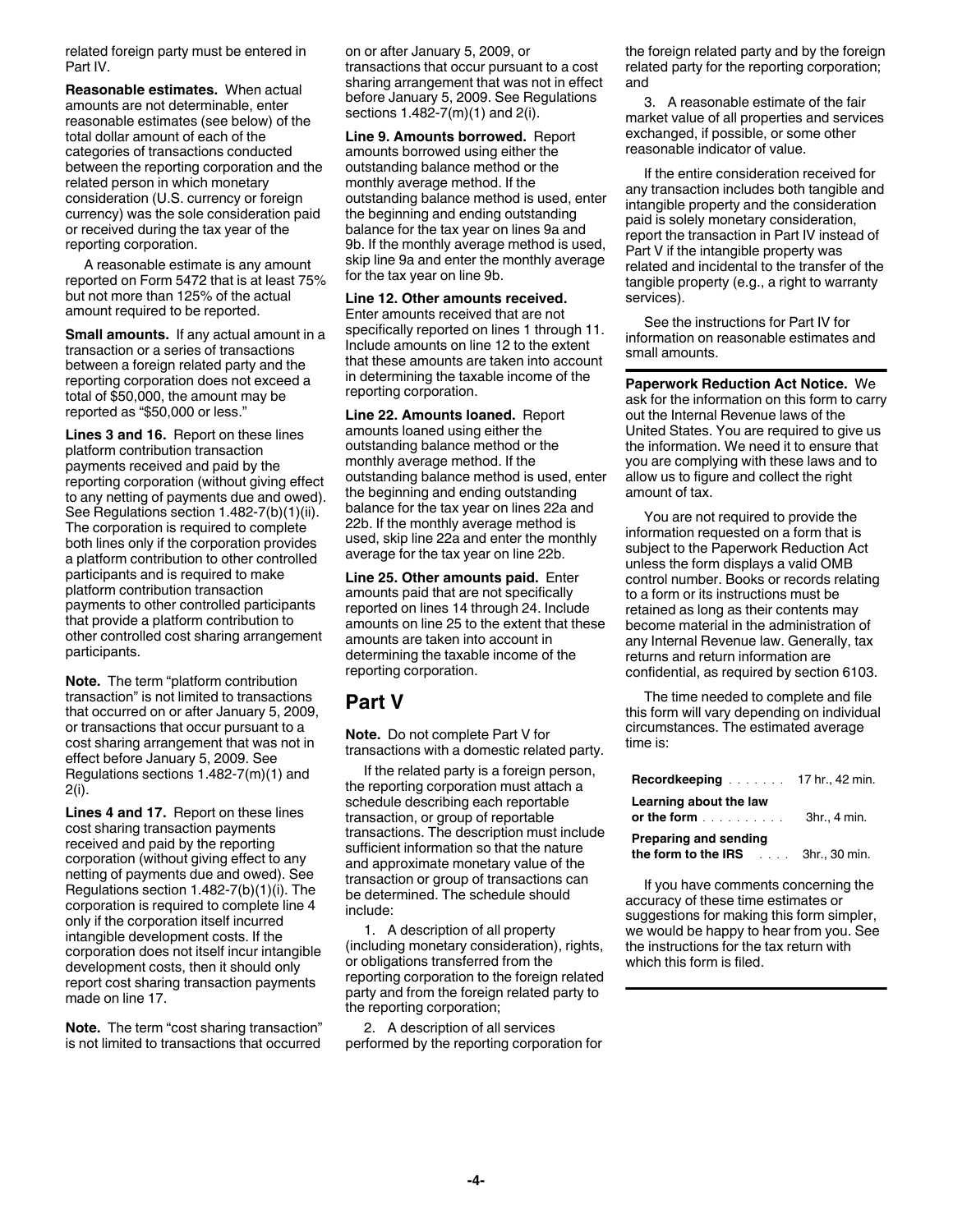related foreign party must be entered in Part IV.

**Reasonable estimates.** When actual amounts are not determinable, enter reasonable estimates (see below) of the total dollar amount of each of the categories of transactions conducted between the reporting corporation and the related person in which monetary consideration (U.S. currency or foreign currency) was the sole consideration paid or received during the tax year of the reporting corporation.

A reasonable estimate is any amount reported on Form 5472 that is at least 75% but not more than 125% of the actual amount required to be reported.

**Small amounts.** If any actual amount in a transaction or a series of transactions between a foreign related party and the reporting corporation does not exceed a total of $50,000, the amount may be reported as "$50,000 or less."

**Lines 3 and 16.** Report on these lines platform contribution transaction payments received and paid by the reporting corporation (without giving effect to any netting of payments due and owed). See Regulations section 1.482-7(b)(1)(ii). The corporation is required to complete both lines only if the corporation provides a platform contribution to other controlled participants and is required to make platform contribution transaction payments to other controlled participants that provide a platform contribution to other controlled cost sharing arrangement participants.

**Note.** The term "platform contribution transaction" is not limited to transactions that occurred on or after January 5, 2009, or transactions that occur pursuant to a cost sharing arrangement that was not in effect before January 5, 2009. See Regulations sections 1.482-7(m)(1) and 2(i).

**Lines 4 and 17.** Report on these lines cost sharing transaction payments received and paid by the reporting corporation (without giving effect to any netting of payments due and owed). See Regulations section 1.482-7(b)(1)(i). The corporation is required to complete line 4 only if the corporation itself incurred intangible development costs. If the corporation does not itself incur intangible development costs, then it should only report cost sharing transaction payments made on line 17.

**Note.** The term "cost sharing transaction" is not limited to transactions that occurred on or after January 5, 2009, or transactions that occur pursuant to a cost sharing arrangement that was not in effect before January 5, 2009. See Regulations sections 1.482-7(m)(1) and 2(i).

**Line 9. Amounts borrowed.** Report amounts borrowed using either the outstanding balance method or the monthly average method. If the outstanding balance method is used, enter the beginning and ending outstanding balance for the tax year on lines 9a and 9b. If the monthly average method is used, skip line 9a and enter the monthly average for the tax year on line 9b.

**Line 12. Other amounts received.** Enter amounts received that are not specifically reported on lines 1 through 11. Include amounts on line 12 to the extent that these amounts are taken into account in determining the taxable income of the reporting corporation.

**Line 22. Amounts loaned.** Report amounts loaned using either the outstanding balance method or the monthly average method. If the outstanding balance method is used, enter the beginning and ending outstanding balance for the tax year on lines 22a and 22b. If the monthly average method is used, skip line 22a and enter the monthly average for the tax year on line 22b.

**Line 25. Other amounts paid.** Enter amounts paid that are not specifically reported on lines 14 through 24. Include amounts on line 25 to the extent that these amounts are taken into account in determining the taxable income of the reporting corporation.

## Part V

**Note.** Do not complete Part V for transactions with a domestic related party.

If the related party is a foreign person, the reporting corporation must attach a schedule describing each reportable transaction, or group of reportable transactions. The description must include sufficient information so that the nature and approximate monetary value of the transaction or group of transactions can be determined. The schedule should include:

1. A description of all property (including monetary consideration), rights, or obligations transferred from the reporting corporation to the foreign related party and from the foreign related party to the reporting corporation;

2. A description of all services performed by the reporting corporation for the foreign related party and by the foreign related party for the reporting corporation; and

3. A reasonable estimate of the fair market value of all properties and services exchanged, if possible, or some other reasonable indicator of value.

If the entire consideration received for any transaction includes both tangible and intangible property and the consideration paid is solely monetary consideration, report the transaction in Part IV instead of Part V if the intangible property was related and incidental to the transfer of the tangible property (e.g., a right to warranty services).

See the instructions for Part IV for information on reasonable estimates and small amounts.

**Paperwork Reduction Act Notice.** We ask for the information on this form to carry out the Internal Revenue laws of the United States. You are required to give us the information. We need it to ensure that you are complying with these laws and to allow us to figure and collect the right amount of tax.

You are not required to provide the information requested on a form that is subject to the Paperwork Reduction Act unless the form displays a valid OMB control number. Books or records relating to a form or its instructions must be retained as long as their contents may become material in the administration of any Internal Revenue law. Generally, tax returns and return information are confidential, as required by section 6103.

The time needed to complete and file this form will vary depending on individual circumstances. The estimated average time is:

| | |
|---|---|
| **Recordkeeping** | 17 hr., 42 min. |
| **Learning about the law or the form** | 3hr., 4 min. |
| **Preparing and sending the form to the IRS** | 3hr., 30 min. |

If you have comments concerning the accuracy of these time estimates or suggestions for making this form simpler, we would be happy to hear from you. See the instructions for the tax return with which this form is filed.